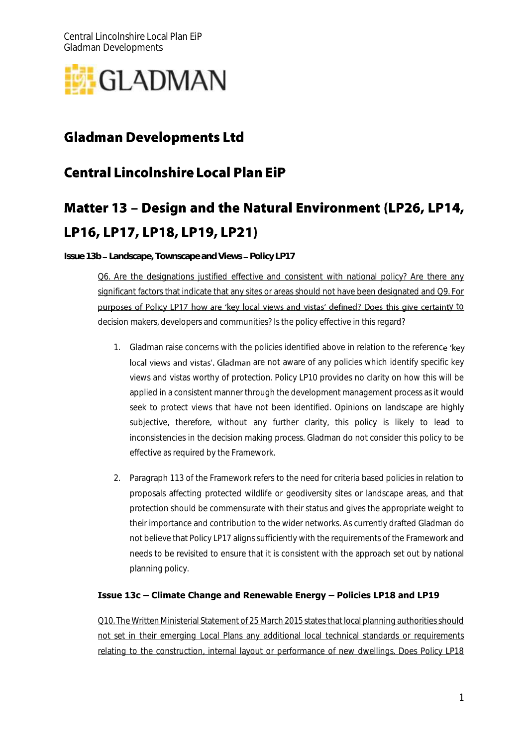# Gladman Developments Ltd

## Central Lincolnshire Local Plan EiP

## Matter 13 – Design and the Natural Environment (LP26, LP14, LP16, LP17, LP18, LP19, LP21)

**Issue 13b – Landscape, Townscape and Views – Policy LP17**

Q6. Are the designations justified effective and consistent with national policy? Are there any significant factors that indicate that any sites or areas should not have been designated and Q9. For purposes of Policy LP17 how are 'key local views and vistas' defined? Does this give certainty to decision makers, developers and communities? Is the policy effective in this regard?

1. Gladman raise concerns with the policies identified above in relation to the reference 'key local views and vistas'. Gladman are not aware of any policies which identify specific key views and vistas worthy of protection. Policy LP10 provides no clarity on how this will be applied in a consistent manner through the development management process as it would seek to protect views that have not been identified. Opinions on landscape are highly subjective, therefore, without any further clarity, this policy is likely to lead to inconsistencies in the decision making process. Gladman do not consider this policy to be effective as required by the Framework.

2. Paragraph 113 of the Framework refers to the need for criteria based policies in relation to proposals affecting protected wildlife or geodiversity sites or landscape areas, and that protection should be commensurate with their status and gives the appropriate weight to their importance and contribution to the wider networks. As currently drafted Gladman do not believe that Policy LP17 aligns sufficiently with the requirements of the Framework and needs to be revisited to ensure that it is consistent with the approach set out by national planning policy.

**Issue 13c – Climate Change and Renewable Energy – Policies LP18 and LP19**

Q10. The Written Ministerial Statement of 25 March 2015 states that local planning authorities should not set in their emerging Local Plans any additional local technical standards or requirements relating to the construction, internal layout or performance of new dwellings. Does Policy LP18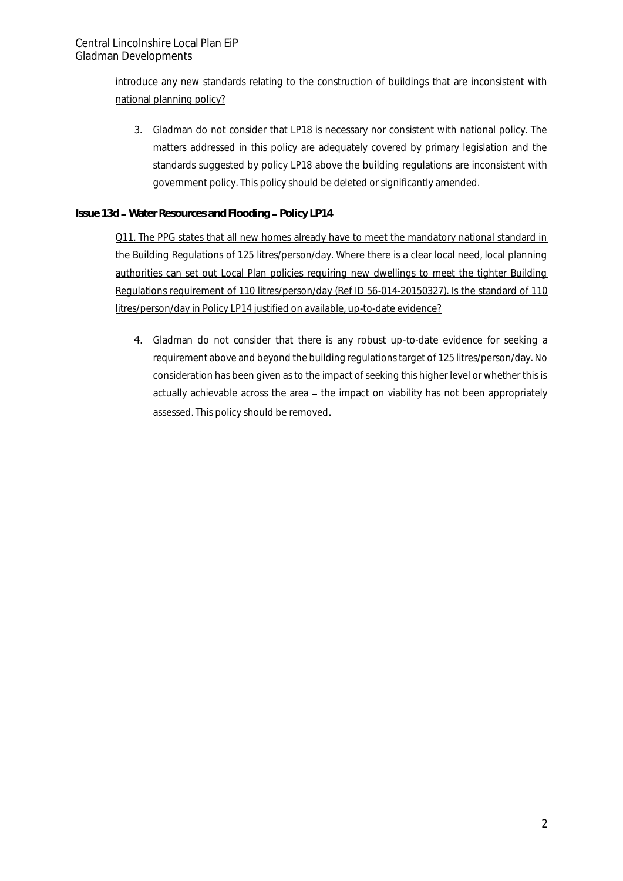introduce any new standards relating to the construction of buildings that are inconsistent with national planning policy?

3. Gladman do not consider that LP18 is necessary nor consistent with national policy. The matters addressed in this policy are adequately covered by primary legislation and the standards suggested by policy LP18 above the building regulations are inconsistent with government policy. This policy should be deleted or significantly amended.

**Issue 13d – Water Resources and Flooding – Policy LP14**

Q11. The PPG states that all new homes already have to meet the mandatory national standard in the Building Regulations of 125 litres/person/day. Where there is a clear local need, local planning authorities can set out Local Plan policies requiring new dwellings to meet the tighter Building Regulations requirement of 110 litres/person/day (Ref ID 56-014-20150327). Is the standard of 110 litres/person/day in Policy LP14 justified on available, up-to-date evidence?

4. Gladman do not consider that there is any robust up-to-date evidence for seeking a requirement above and beyond the building regulations target of 125 litres/person/day. No consideration has been given as to the impact of seeking this higher level or whether this is actually achievable across the area – the impact on viability has not been appropriately assessed. This policy should be removed.